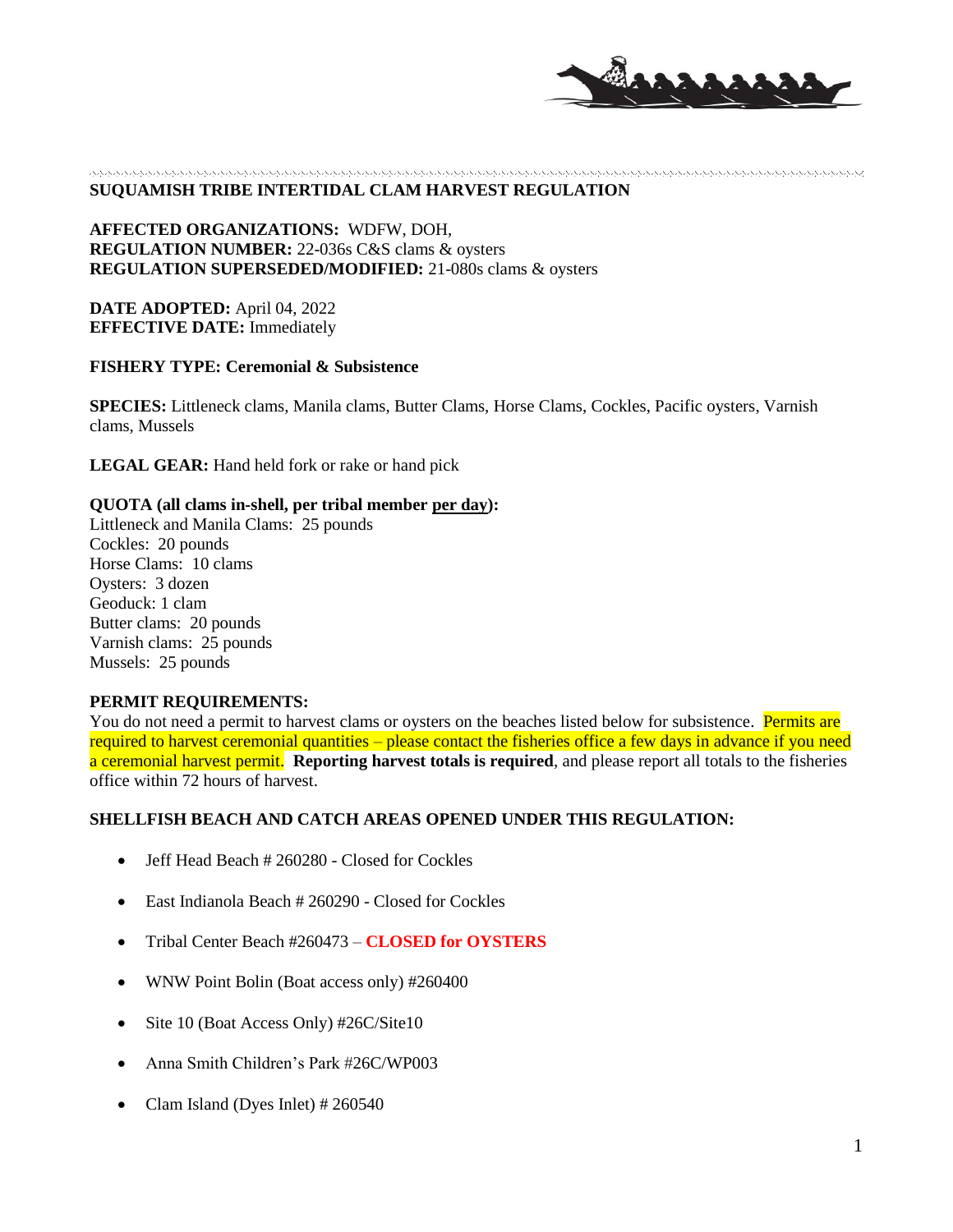## SUQUAMISH TRIBE INTERTIDAL CLAM HARVEST REGULATION

**AFFECTED ORGANIZATIONS:** WDFW, DOH,
**REGULATION NUMBER:** 22-036s C&S clams & oysters
**REGULATION SUPERSEDED/MODIFIED:** 21-080s clams & oysters

**DATE ADOPTED:** April 04, 2022
**EFFECTIVE DATE:** Immediately

**FISHERY TYPE: Ceremonial & Subsistence**

**SPECIES:** Littleneck clams, Manila clams, Butter Clams, Horse Clams, Cockles, Pacific oysters, Varnish clams, Mussels

**LEGAL GEAR:** Hand held fork or rake or hand pick

**QUOTA (all clams in-shell, per tribal member per day):**
Littleneck and Manila Clams: 25 pounds
Cockles: 20 pounds
Horse Clams: 10 clams
Oysters: 3 dozen
Geoduck: 1 clam
Butter clams: 20 pounds
Varnish clams: 25 pounds
Mussels: 25 pounds

**PERMIT REQUIREMENTS:**
You do not need a permit to harvest clams or oysters on the beaches listed below for subsistence. Permits are required to harvest ceremonial quantities – please contact the fisheries office a few days in advance if you need a ceremonial harvest permit. **Reporting harvest totals is required**, and please report all totals to the fisheries office within 72 hours of harvest.

**SHELLFISH BEACH AND CATCH AREAS OPENED UNDER THIS REGULATION:**

- Jeff Head Beach # 260280 - Closed for Cockles
- East Indianola Beach # 260290 - Closed for Cockles
- Tribal Center Beach #260473 – **CLOSED for OYSTERS**
- WNW Point Bolin (Boat access only) #260400
- Site 10 (Boat Access Only) #26C/Site10
- Anna Smith Children's Park #26C/WP003
- Clam Island (Dyes Inlet) # 260540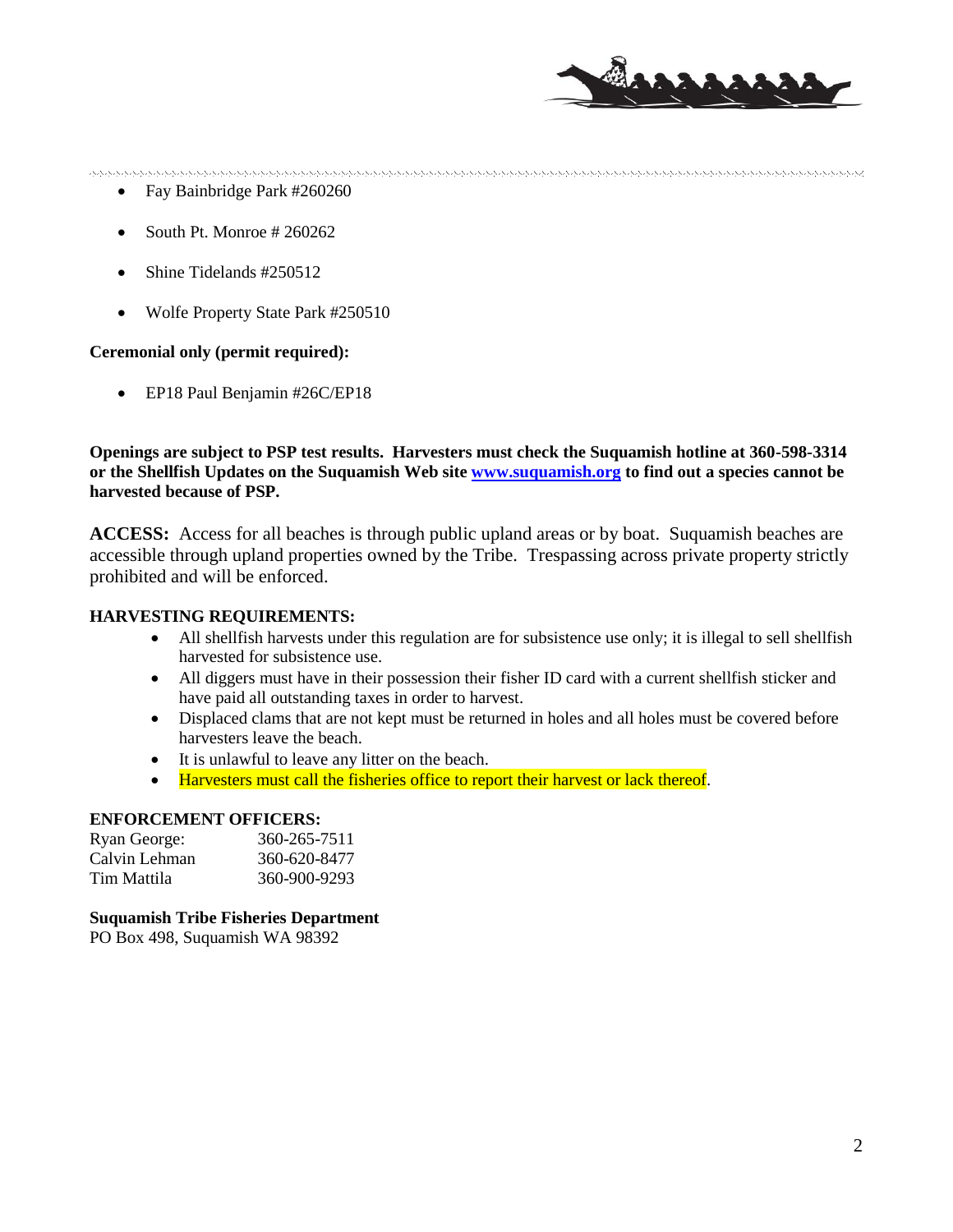- Fay Bainbridge Park #260260
- South Pt. Monroe # 260262
- Shine Tidelands #250512
- Wolfe Property State Park #250510

**Ceremonial only (permit required):**

- EP18 Paul Benjamin #26C/EP18

**Openings are subject to PSP test results. Harvesters must check the Suquamish hotline at 360-598-3314 or the Shellfish Updates on the Suquamish Web site [www.suquamish.org](http://www.suquamish.org) to find out a species cannot be harvested because of PSP.**

**ACCESS:** Access for all beaches is through public upland areas or by boat. Suquamish beaches are accessible through upland properties owned by the Tribe. Trespassing across private property strictly prohibited and will be enforced.

**HARVESTING REQUIREMENTS:**

- All shellfish harvests under this regulation are for subsistence use only; it is illegal to sell shellfish harvested for subsistence use.
- All diggers must have in their possession their fisher ID card with a current shellfish sticker and have paid all outstanding taxes in order to harvest.
- Displaced clams that are not kept must be returned in holes and all holes must be covered before harvesters leave the beach.
- It is unlawful to leave any litter on the beach.
- Harvesters must call the fisheries office to report their harvest or lack thereof.

**ENFORCEMENT OFFICERS:**

| | |
|---|---|
| Ryan George: | 360-265-7511 |
| Calvin Lehman | 360-620-8477 |
| Tim Mattila | 360-900-9293 |

**Suquamish Tribe Fisheries Department**
PO Box 498, Suquamish WA 98392